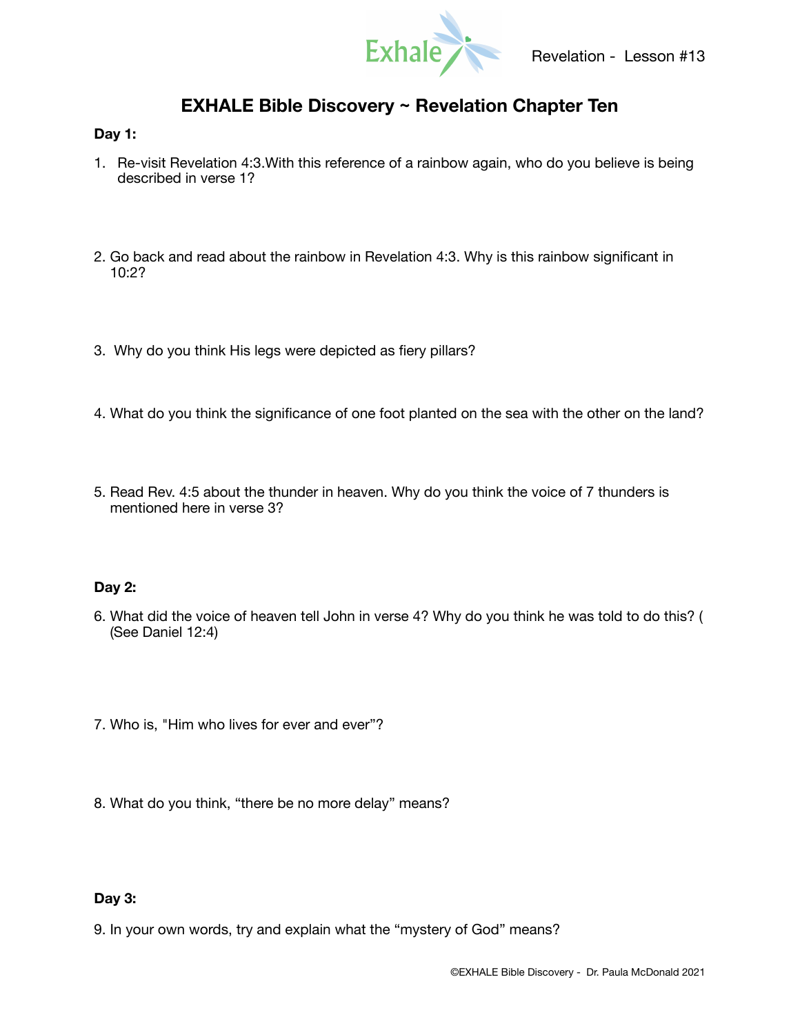Revelation - Lesson #13

# EXHALE Bible Discovery ~ Revelation Chapter Ten

**Day 1:**

1. Re-visit Revelation 4:3.With this reference of a rainbow again, who do you believe is being described in verse 1?

2. Go back and read about the rainbow in Revelation 4:3. Why is this rainbow significant in 10:2?

3. Why do you think His legs were depicted as fiery pillars?

4. What do you think the significance of one foot planted on the sea with the other on the land?

5. Read Rev. 4:5 about the thunder in heaven. Why do you think the voice of 7 thunders is mentioned here in verse 3?

**Day 2:**

6. What did the voice of heaven tell John in verse 4? Why do you think he was told to do this? ( (See Daniel 12:4)

7. Who is, "Him who lives for ever and ever"?

8. What do you think, "there be no more delay" means?

**Day 3:**

9. In your own words, try and explain what the "mystery of God" means?

©EXHALE Bible Discovery - Dr. Paula McDonald 2021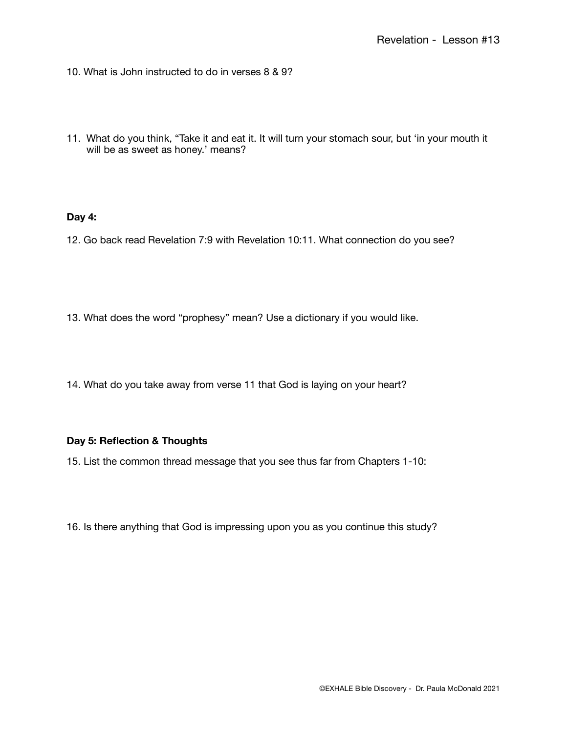10. What is John instructed to do in verses 8 & 9?

11. What do you think, "Take it and eat it. It will turn your stomach sour, but 'in your mouth it will be as sweet as honey.' means?

**Day 4:**

12. Go back read Revelation 7:9 with Revelation 10:11. What connection do you see?

13. What does the word "prophesy" mean? Use a dictionary if you would like.

14. What do you take away from verse 11 that God is laying on your heart?

**Day 5: Reflection & Thoughts**

15. List the common thread message that you see thus far from Chapters 1-10:

16. Is there anything that God is impressing upon you as you continue this study?